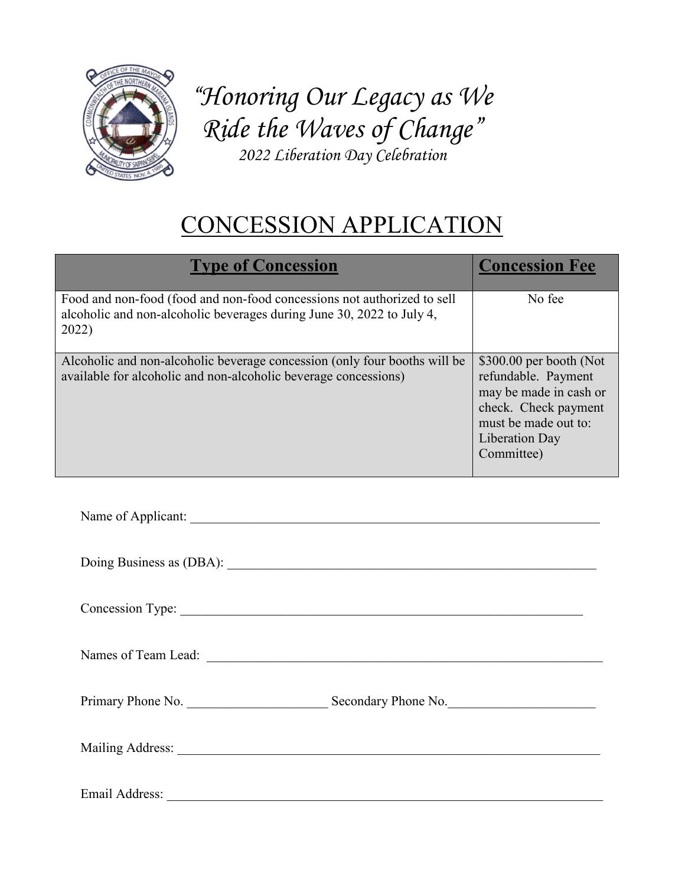*"Honoring Our Legacy as We Ride the Waves of Change"*

*2022 Liberation Day Celebration*

# CONCESSION APPLICATION

| Type of Concession | Concession Fee |
|---|---|
| Food and non-food (food and non-food concessions not authorized to sell alcoholic and non-alcoholic beverages during June 30, 2022 to July 4, 2022) | No fee |
| Alcoholic and non-alcoholic beverage concession (only four booths will be available for alcoholic and non-alcoholic beverage concessions) | $300.00 per booth (Not refundable. Payment may be made in cash or check. Check payment must be made out to: Liberation Day Committee) |

Name of Applicant: ____________________________________________________________

Doing Business as (DBA): ______________________________________________________

Concession Type: _____________________________________________________________

Names of Team Lead: __________________________________________________________

Primary Phone No. ____________________ Secondary Phone No.____________________

Mailing Address: _____________________________________________________________

Email Address: _______________________________________________________________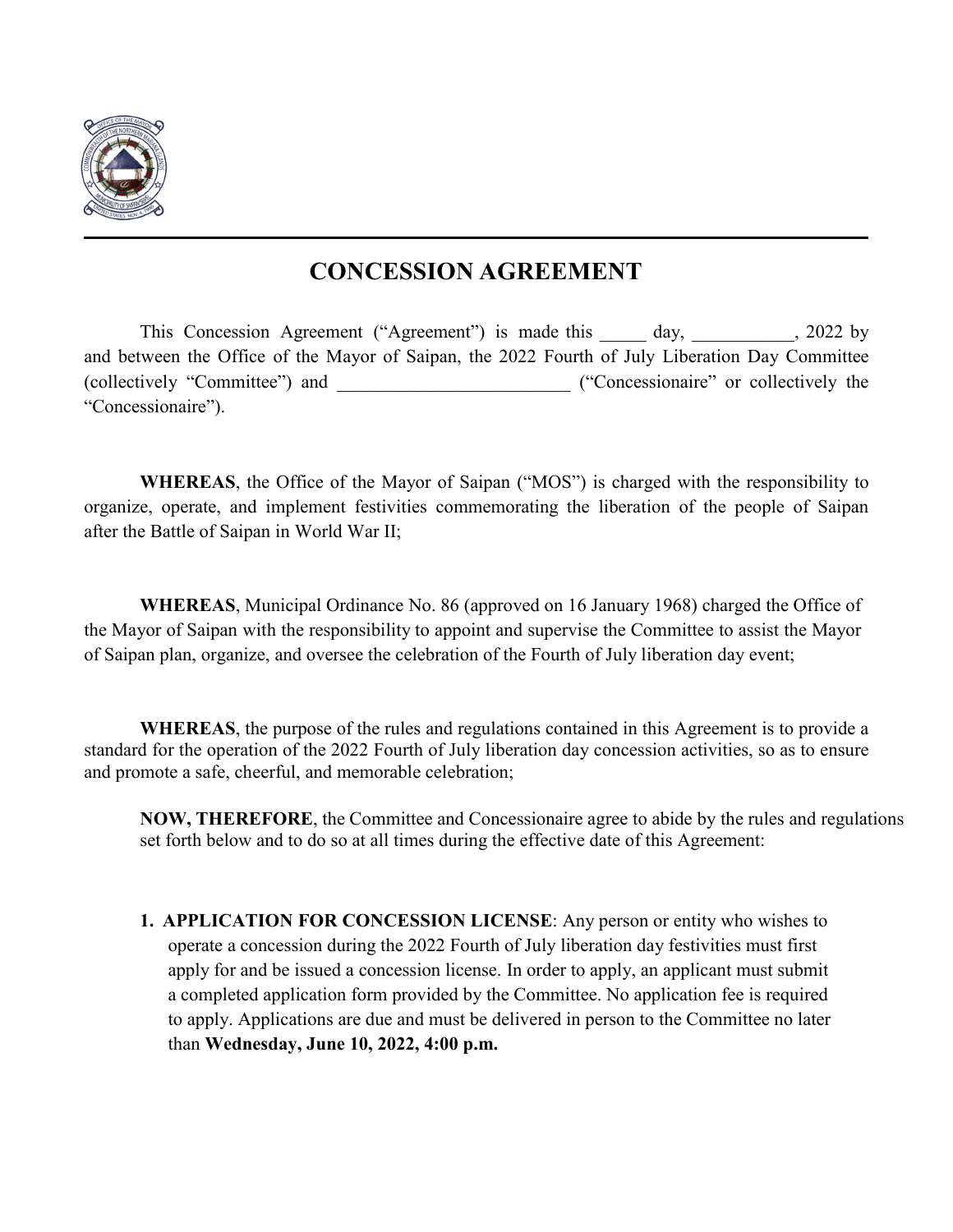# CONCESSION AGREEMENT

This Concession Agreement ("Agreement") is made this _____ day, ___________, 2022 by and between the Office of the Mayor of Saipan, the 2022 Fourth of July Liberation Day Committee (collectively "Committee") and _________________________ ("Concessionaire" or collectively the "Concessionaire").

**WHEREAS**, the Office of the Mayor of Saipan ("MOS") is charged with the responsibility to organize, operate, and implement festivities commemorating the liberation of the people of Saipan after the Battle of Saipan in World War II;

**WHEREAS**, Municipal Ordinance No. 86 (approved on 16 January 1968) charged the Office of the Mayor of Saipan with the responsibility to appoint and supervise the Committee to assist the Mayor of Saipan plan, organize, and oversee the celebration of the Fourth of July liberation day event;

**WHEREAS**, the purpose of the rules and regulations contained in this Agreement is to provide a standard for the operation of the 2022 Fourth of July liberation day concession activities, so as to ensure and promote a safe, cheerful, and memorable celebration;

**NOW, THEREFORE**, the Committee and Concessionaire agree to abide by the rules and regulations set forth below and to do so at all times during the effective date of this Agreement:

1. **APPLICATION FOR CONCESSION LICENSE**: Any person or entity who wishes to operate a concession during the 2022 Fourth of July liberation day festivities must first apply for and be issued a concession license. In order to apply, an applicant must submit a completed application form provided by the Committee. No application fee is required to apply. Applications are due and must be delivered in person to the Committee no later than **Wednesday, June 10, 2022, 4:00 p.m.**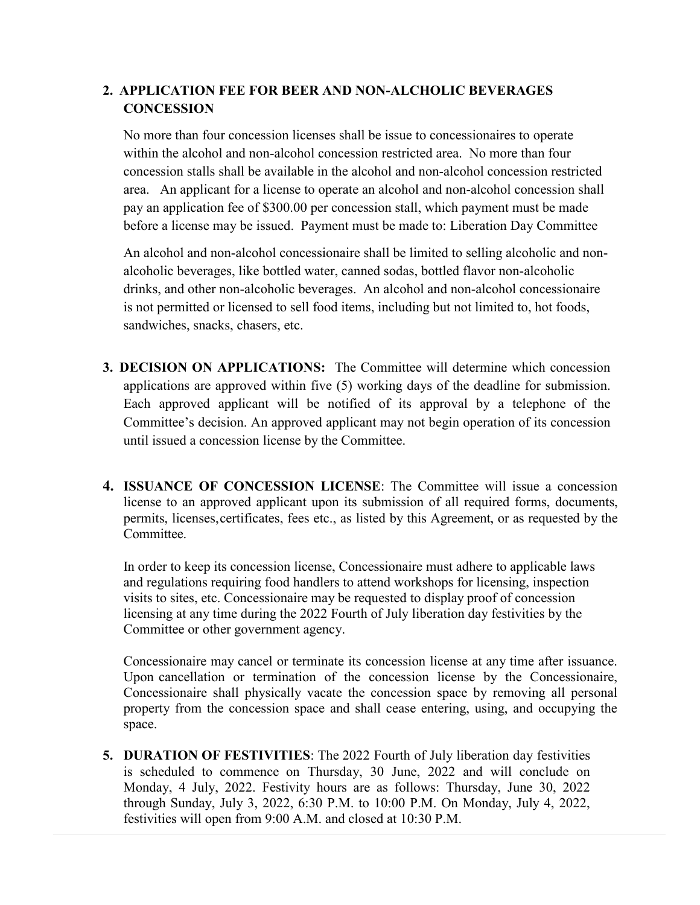## 2. APPLICATION FEE FOR BEER AND NON-ALCHOLIC BEVERAGES CONCESSION

No more than four concession licenses shall be issue to concessionaires to operate within the alcohol and non-alcohol concession restricted area. No more than four concession stalls shall be available in the alcohol and non-alcohol concession restricted area. An applicant for a license to operate an alcohol and non-alcohol concession shall pay an application fee of $300.00 per concession stall, which payment must be made before a license may be issued. Payment must be made to: Liberation Day Committee

An alcohol and non-alcohol concessionaire shall be limited to selling alcoholic and non-alcoholic beverages, like bottled water, canned sodas, bottled flavor non-alcoholic drinks, and other non-alcoholic beverages. An alcohol and non-alcohol concessionaire is not permitted or licensed to sell food items, including but not limited to, hot foods, sandwiches, snacks, chasers, etc.

**3. DECISION ON APPLICATIONS:** The Committee will determine which concession applications are approved within five (5) working days of the deadline for submission. Each approved applicant will be notified of its approval by a telephone of the Committee's decision. An approved applicant may not begin operation of its concession until issued a concession license by the Committee.

**4. ISSUANCE OF CONCESSION LICENSE**: The Committee will issue a concession license to an approved applicant upon its submission of all required forms, documents, permits, licenses, certificates, fees etc., as listed by this Agreement, or as requested by the Committee.

In order to keep its concession license, Concessionaire must adhere to applicable laws and regulations requiring food handlers to attend workshops for licensing, inspection visits to sites, etc. Concessionaire may be requested to display proof of concession licensing at any time during the 2022 Fourth of July liberation day festivities by the Committee or other government agency.

Concessionaire may cancel or terminate its concession license at any time after issuance. Upon cancellation or termination of the concession license by the Concessionaire, Concessionaire shall physically vacate the concession space by removing all personal property from the concession space and shall cease entering, using, and occupying the space.

**5. DURATION OF FESTIVITIES**: The 2022 Fourth of July liberation day festivities is scheduled to commence on Thursday, 30 June, 2022 and will conclude on Monday, 4 July, 2022. Festivity hours are as follows: Thursday, June 30, 2022 through Sunday, July 3, 2022, 6:30 P.M. to 10:00 P.M. On Monday, July 4, 2022, festivities will open from 9:00 A.M. and closed at 10:30 P.M.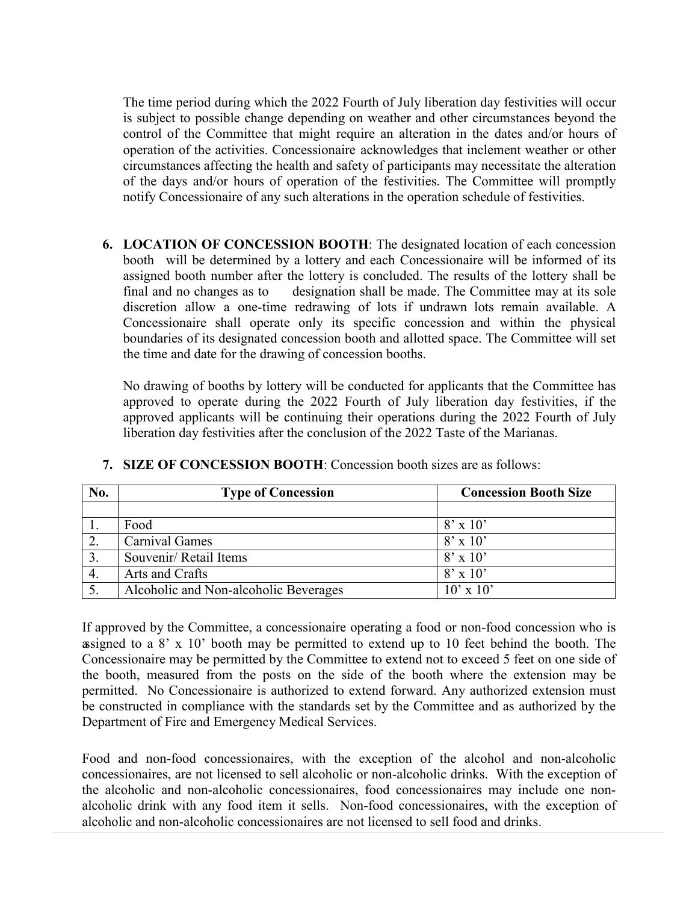The time period during which the 2022 Fourth of July liberation day festivities will occur is subject to possible change depending on weather and other circumstances beyond the control of the Committee that might require an alteration in the dates and/or hours of operation of the activities. Concessionaire acknowledges that inclement weather or other circumstances affecting the health and safety of participants may necessitate the alteration of the days and/or hours of operation of the festivities. The Committee will promptly notify Concessionaire of any such alterations in the operation schedule of festivities.

6. **LOCATION OF CONCESSION BOOTH**: The designated location of each concession booth will be determined by a lottery and each Concessionaire will be informed of its assigned booth number after the lottery is concluded. The results of the lottery shall be final and no changes as to designation shall be made. The Committee may at its sole discretion allow a one-time redrawing of lots if undrawn lots remain available. A Concessionaire shall operate only its specific concession and within the physical boundaries of its designated concession booth and allotted space. The Committee will set the time and date for the drawing of concession booths.

   No drawing of booths by lottery will be conducted for applicants that the Committee has approved to operate during the 2022 Fourth of July liberation day festivities, if the approved applicants will be continuing their operations during the 2022 Fourth of July liberation day festivities after the conclusion of the 2022 Taste of the Marianas.

7. **SIZE OF CONCESSION BOOTH**: Concession booth sizes are as follows:

| No. | Type of Concession | Concession Booth Size |
|---|---|---|
| | | |
| 1. | Food | 8' x 10' |
| 2. | Carnival Games | 8' x 10' |
| 3. | Souvenir/ Retail Items | 8' x 10' |
| 4. | Arts and Crafts | 8' x 10' |
| 5. | Alcoholic and Non-alcoholic Beverages | 10' x 10' |

If approved by the Committee, a concessionaire operating a food or non-food concession who is assigned to a 8' x 10' booth may be permitted to extend up to 10 feet behind the booth. The Concessionaire may be permitted by the Committee to extend not to exceed 5 feet on one side of the booth, measured from the posts on the side of the booth where the extension may be permitted. No Concessionaire is authorized to extend forward. Any authorized extension must be constructed in compliance with the standards set by the Committee and as authorized by the Department of Fire and Emergency Medical Services.

Food and non-food concessionaires, with the exception of the alcohol and non-alcoholic concessionaires, are not licensed to sell alcoholic or non-alcoholic drinks. With the exception of the alcoholic and non-alcoholic concessionaires, food concessionaires may include one non-alcoholic drink with any food item it sells. Non-food concessionaires, with the exception of alcoholic and non-alcoholic concessionaires are not licensed to sell food and drinks.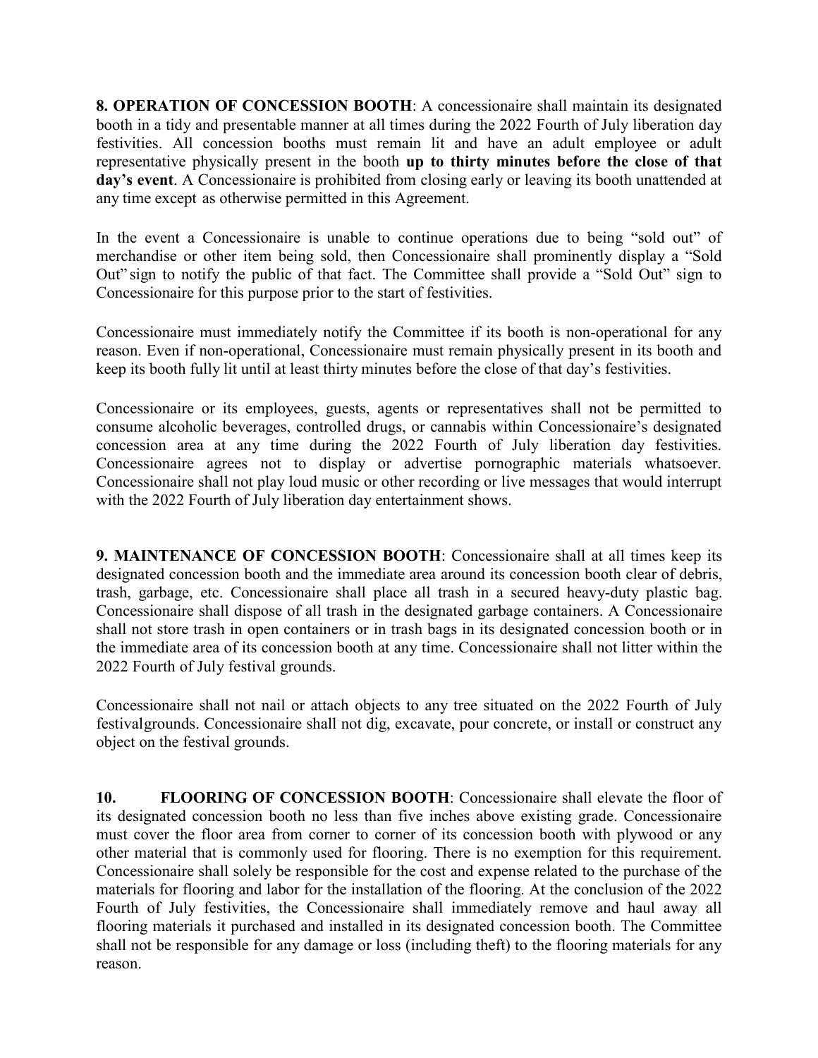**8. OPERATION OF CONCESSION BOOTH**: A concessionaire shall maintain its designated booth in a tidy and presentable manner at all times during the 2022 Fourth of July liberation day festivities. All concession booths must remain lit and have an adult employee or adult representative physically present in the booth **up to thirty minutes before the close of that day's event**. A Concessionaire is prohibited from closing early or leaving its booth unattended at any time except as otherwise permitted in this Agreement.

In the event a Concessionaire is unable to continue operations due to being "sold out" of merchandise or other item being sold, then Concessionaire shall prominently display a "Sold Out" sign to notify the public of that fact. The Committee shall provide a "Sold Out" sign to Concessionaire for this purpose prior to the start of festivities.

Concessionaire must immediately notify the Committee if its booth is non-operational for any reason. Even if non-operational, Concessionaire must remain physically present in its booth and keep its booth fully lit until at least thirty minutes before the close of that day's festivities.

Concessionaire or its employees, guests, agents or representatives shall not be permitted to consume alcoholic beverages, controlled drugs, or cannabis within Concessionaire's designated concession area at any time during the 2022 Fourth of July liberation day festivities. Concessionaire agrees not to display or advertise pornographic materials whatsoever. Concessionaire shall not play loud music or other recording or live messages that would interrupt with the 2022 Fourth of July liberation day entertainment shows.

**9. MAINTENANCE OF CONCESSION BOOTH**: Concessionaire shall at all times keep its designated concession booth and the immediate area around its concession booth clear of debris, trash, garbage, etc. Concessionaire shall place all trash in a secured heavy-duty plastic bag. Concessionaire shall dispose of all trash in the designated garbage containers. A Concessionaire shall not store trash in open containers or in trash bags in its designated concession booth or in the immediate area of its concession booth at any time. Concessionaire shall not litter within the 2022 Fourth of July festival grounds.

Concessionaire shall not nail or attach objects to any tree situated on the 2022 Fourth of July festivalgrounds. Concessionaire shall not dig, excavate, pour concrete, or install or construct any object on the festival grounds.

**10. FLOORING OF CONCESSION BOOTH**: Concessionaire shall elevate the floor of its designated concession booth no less than five inches above existing grade. Concessionaire must cover the floor area from corner to corner of its concession booth with plywood or any other material that is commonly used for flooring. There is no exemption for this requirement. Concessionaire shall solely be responsible for the cost and expense related to the purchase of the materials for flooring and labor for the installation of the flooring. At the conclusion of the 2022 Fourth of July festivities, the Concessionaire shall immediately remove and haul away all flooring materials it purchased and installed in its designated concession booth. The Committee shall not be responsible for any damage or loss (including theft) to the flooring materials for any reason.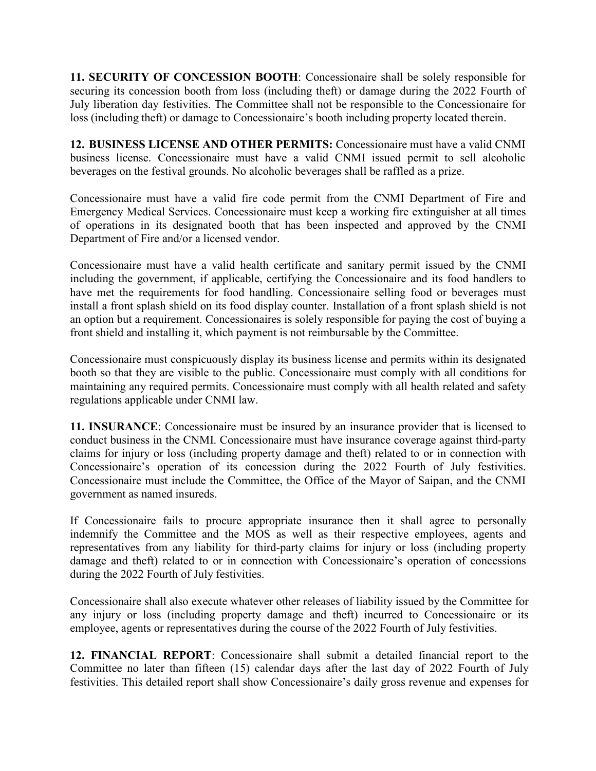**11. SECURITY OF CONCESSION BOOTH**: Concessionaire shall be solely responsible for securing its concession booth from loss (including theft) or damage during the 2022 Fourth of July liberation day festivities. The Committee shall not be responsible to the Concessionaire for loss (including theft) or damage to Concessionaire's booth including property located therein.

**12. BUSINESS LICENSE AND OTHER PERMITS:** Concessionaire must have a valid CNMI business license. Concessionaire must have a valid CNMI issued permit to sell alcoholic beverages on the festival grounds. No alcoholic beverages shall be raffled as a prize.

Concessionaire must have a valid fire code permit from the CNMI Department of Fire and Emergency Medical Services. Concessionaire must keep a working fire extinguisher at all times of operations in its designated booth that has been inspected and approved by the CNMI Department of Fire and/or a licensed vendor.

Concessionaire must have a valid health certificate and sanitary permit issued by the CNMI including the government, if applicable, certifying the Concessionaire and its food handlers to have met the requirements for food handling. Concessionaire selling food or beverages must install a front splash shield on its food display counter. Installation of a front splash shield is not an option but a requirement. Concessionaires is solely responsible for paying the cost of buying a front shield and installing it, which payment is not reimbursable by the Committee.

Concessionaire must conspicuously display its business license and permits within its designated booth so that they are visible to the public. Concessionaire must comply with all conditions for maintaining any required permits. Concessionaire must comply with all health related and safety regulations applicable under CNMI law.

**11. INSURANCE**: Concessionaire must be insured by an insurance provider that is licensed to conduct business in the CNMI. Concessionaire must have insurance coverage against third-party claims for injury or loss (including property damage and theft) related to or in connection with Concessionaire's operation of its concession during the 2022 Fourth of July festivities. Concessionaire must include the Committee, the Office of the Mayor of Saipan, and the CNMI government as named insureds.

If Concessionaire fails to procure appropriate insurance then it shall agree to personally indemnify the Committee and the MOS as well as their respective employees, agents and representatives from any liability for third-party claims for injury or loss (including property damage and theft) related to or in connection with Concessionaire's operation of concessions during the 2022 Fourth of July festivities.

Concessionaire shall also execute whatever other releases of liability issued by the Committee for any injury or loss (including property damage and theft) incurred to Concessionaire or its employee, agents or representatives during the course of the 2022 Fourth of July festivities.

**12. FINANCIAL REPORT**: Concessionaire shall submit a detailed financial report to the Committee no later than fifteen (15) calendar days after the last day of 2022 Fourth of July festivities. This detailed report shall show Concessionaire's daily gross revenue and expenses for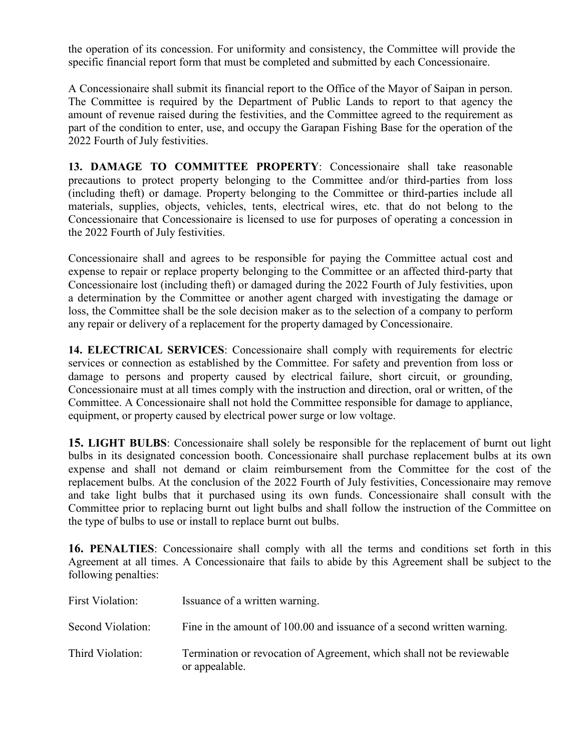the operation of its concession. For uniformity and consistency, the Committee will provide the specific financial report form that must be completed and submitted by each Concessionaire.

A Concessionaire shall submit its financial report to the Office of the Mayor of Saipan in person. The Committee is required by the Department of Public Lands to report to that agency the amount of revenue raised during the festivities, and the Committee agreed to the requirement as part of the condition to enter, use, and occupy the Garapan Fishing Base for the operation of the 2022 Fourth of July festivities.

**13. DAMAGE TO COMMITTEE PROPERTY**: Concessionaire shall take reasonable precautions to protect property belonging to the Committee and/or third-parties from loss (including theft) or damage. Property belonging to the Committee or third-parties include all materials, supplies, objects, vehicles, tents, electrical wires, etc. that do not belong to the Concessionaire that Concessionaire is licensed to use for purposes of operating a concession in the 2022 Fourth of July festivities.

Concessionaire shall and agrees to be responsible for paying the Committee actual cost and expense to repair or replace property belonging to the Committee or an affected third-party that Concessionaire lost (including theft) or damaged during the 2022 Fourth of July festivities, upon a determination by the Committee or another agent charged with investigating the damage or loss, the Committee shall be the sole decision maker as to the selection of a company to perform any repair or delivery of a replacement for the property damaged by Concessionaire.

**14. ELECTRICAL SERVICES**: Concessionaire shall comply with requirements for electric services or connection as established by the Committee. For safety and prevention from loss or damage to persons and property caused by electrical failure, short circuit, or grounding, Concessionaire must at all times comply with the instruction and direction, oral or written, of the Committee. A Concessionaire shall not hold the Committee responsible for damage to appliance, equipment, or property caused by electrical power surge or low voltage.

**15. LIGHT BULBS**: Concessionaire shall solely be responsible for the replacement of burnt out light bulbs in its designated concession booth. Concessionaire shall purchase replacement bulbs at its own expense and shall not demand or claim reimbursement from the Committee for the cost of the replacement bulbs. At the conclusion of the 2022 Fourth of July festivities, Concessionaire may remove and take light bulbs that it purchased using its own funds. Concessionaire shall consult with the Committee prior to replacing burnt out light bulbs and shall follow the instruction of the Committee on the type of bulbs to use or install to replace burnt out bulbs.

**16. PENALTIES**: Concessionaire shall comply with all the terms and conditions set forth in this Agreement at all times. A Concessionaire that fails to abide by this Agreement shall be subject to the following penalties:

First Violation: Issuance of a written warning.

Second Violation: Fine in the amount of 100.00 and issuance of a second written warning.

Third Violation: Termination or revocation of Agreement, which shall not be reviewable or appealable.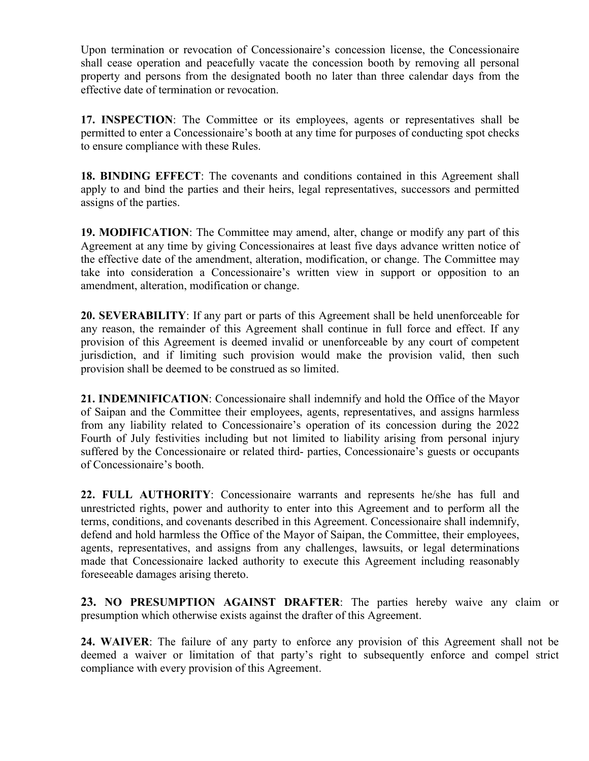Upon termination or revocation of Concessionaire's concession license, the Concessionaire shall cease operation and peacefully vacate the concession booth by removing all personal property and persons from the designated booth no later than three calendar days from the effective date of termination or revocation.

**17. INSPECTION**: The Committee or its employees, agents or representatives shall be permitted to enter a Concessionaire's booth at any time for purposes of conducting spot checks to ensure compliance with these Rules.

**18. BINDING EFFECT**: The covenants and conditions contained in this Agreement shall apply to and bind the parties and their heirs, legal representatives, successors and permitted assigns of the parties.

**19. MODIFICATION**: The Committee may amend, alter, change or modify any part of this Agreement at any time by giving Concessionaires at least five days advance written notice of the effective date of the amendment, alteration, modification, or change. The Committee may take into consideration a Concessionaire's written view in support or opposition to an amendment, alteration, modification or change.

**20. SEVERABILITY**: If any part or parts of this Agreement shall be held unenforceable for any reason, the remainder of this Agreement shall continue in full force and effect. If any provision of this Agreement is deemed invalid or unenforceable by any court of competent jurisdiction, and if limiting such provision would make the provision valid, then such provision shall be deemed to be construed as so limited.

**21. INDEMNIFICATION**: Concessionaire shall indemnify and hold the Office of the Mayor of Saipan and the Committee their employees, agents, representatives, and assigns harmless from any liability related to Concessionaire's operation of its concession during the 2022 Fourth of July festivities including but not limited to liability arising from personal injury suffered by the Concessionaire or related third- parties, Concessionaire's guests or occupants of Concessionaire's booth.

**22. FULL AUTHORITY**: Concessionaire warrants and represents he/she has full and unrestricted rights, power and authority to enter into this Agreement and to perform all the terms, conditions, and covenants described in this Agreement. Concessionaire shall indemnify, defend and hold harmless the Office of the Mayor of Saipan, the Committee, their employees, agents, representatives, and assigns from any challenges, lawsuits, or legal determinations made that Concessionaire lacked authority to execute this Agreement including reasonably foreseeable damages arising thereto.

**23. NO PRESUMPTION AGAINST DRAFTER**: The parties hereby waive any claim or presumption which otherwise exists against the drafter of this Agreement.

**24. WAIVER**: The failure of any party to enforce any provision of this Agreement shall not be deemed a waiver or limitation of that party's right to subsequently enforce and compel strict compliance with every provision of this Agreement.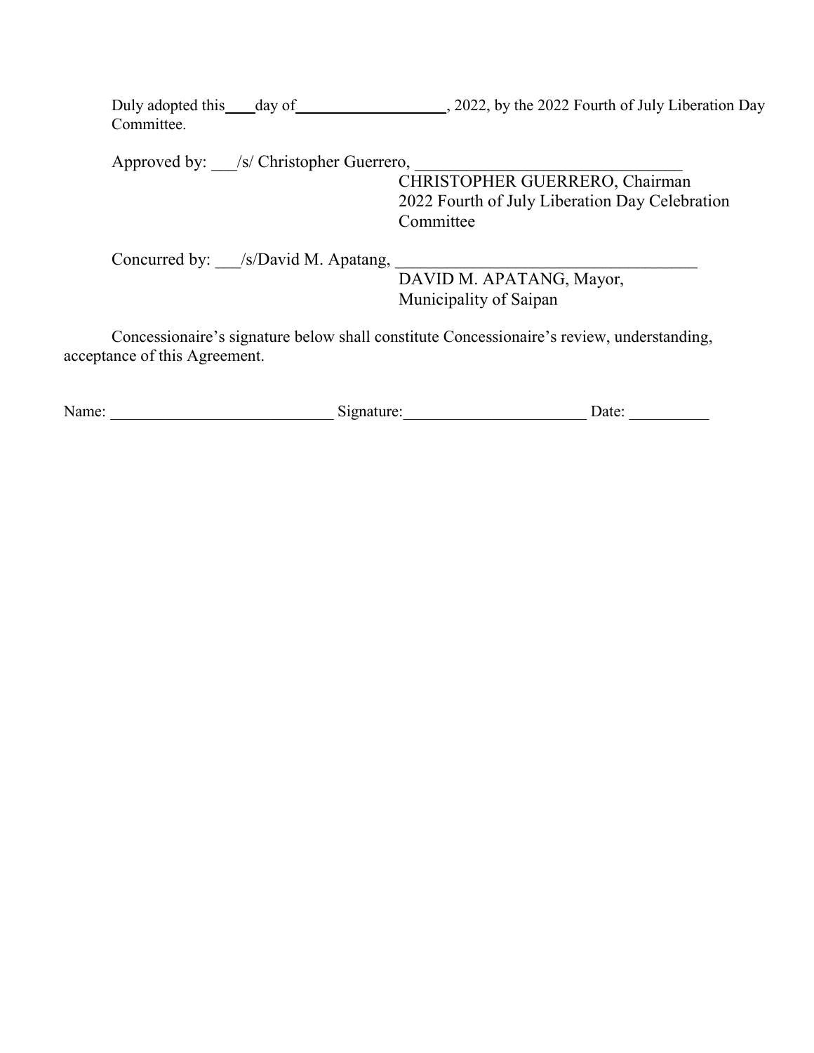Duly adopted this____day of___________________, 2022, by the 2022 Fourth of July Liberation Day Committee.

Approved by: ___/s/ Christopher Guerrero, ________________________________
CHRISTOPHER GUERRERO, Chairman
2022 Fourth of July Liberation Day Celebration Committee

Concurred by: ___/s/David M. Apatang, ____________________________________
DAVID M. APATANG, Mayor,
Municipality of Saipan

Concessionaire's signature below shall constitute Concessionaire's review, understanding, acceptance of this Agreement.

Name: ___________________________ Signature:______________________ Date: __________